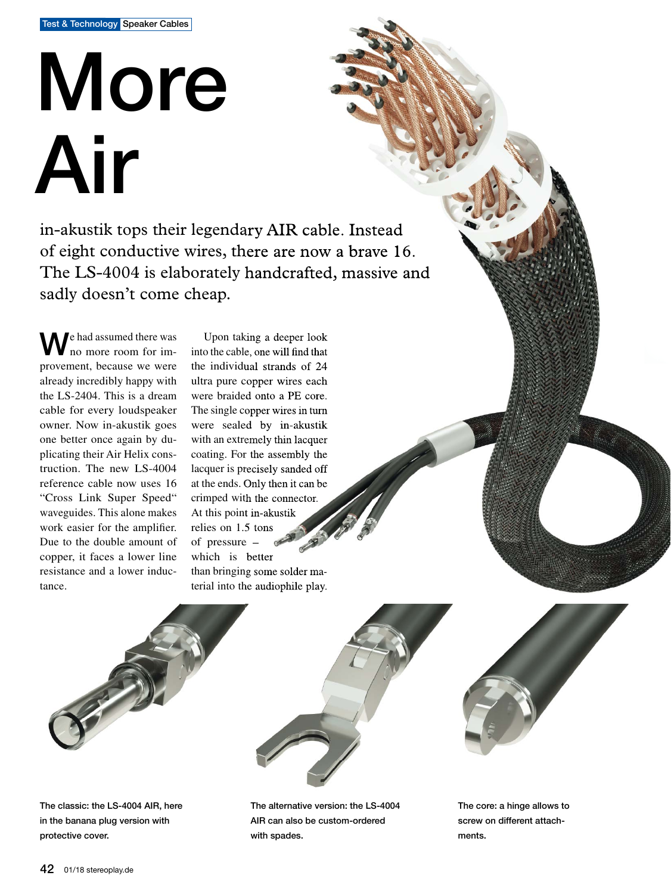Test & Technology | Speaker Cables

# More Air

in-akustik tops their legendary AIR cable. Instead of eight conductive wires, there are now a brave 16. The LS-4004 is elaborately handcrafted, massive and sadly doesn't come cheap.

We had assumed there was no more room for improvement, because we were already incredibly happy with the LS-2404. This is a dream cable for every loudspeaker owner. Now in-akustik goes one better once again by duplicating their Air Helix construction. The new LS-4004 reference cable now uses 16 "Cross Link Super Speed" waveguides. This alone makes work easier for the amplifier. Due to the double amount of copper, it faces a lower line resistance and a lower inductance.

Upon taking a deeper look into the cable, one will find that the individual strands of 24 ultra pure copper wires each were braided onto a PE core. The single copper wires in turn were sealed by in-akustik with an extremely thin lacquer coating. For the assembly the lacquer is precisely sanded off at the ends. Only then it can be crimped with the connector. At this point in-akustik relies on 1.5 tons of pressure – which is better than bringing some solder material into the audiophile play.

The classic: the LS-4004 AIR, here in the banana plug version with protective cover.

The alternative version: the LS-4004 AIR can also be custom-ordered with spades.

The core: a hinge allows to screw on different attachments.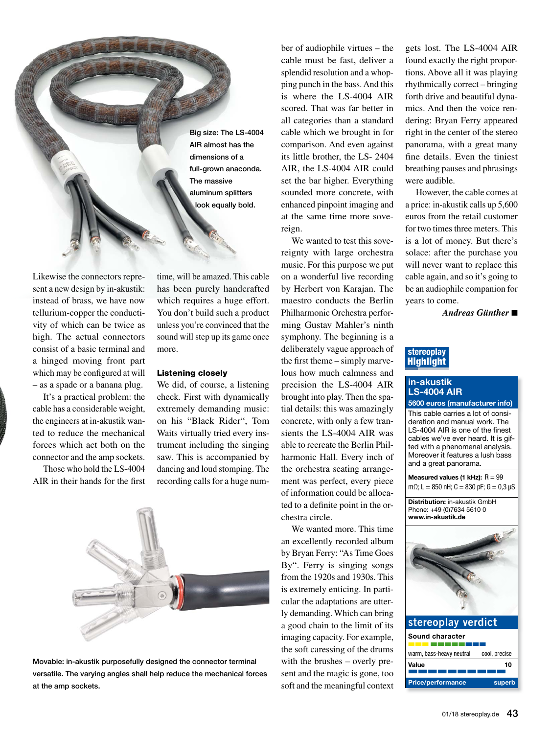Big size: The LS-4004 AIR almost has the dimensions of a full-grown anaconda. The massive aluminum splitters look equally bold.

Likewise the connectors represent a new design by in-akustik: instead of brass, we have now tellurium-copper the conductivity of which can be twice as high. The actual connectors consist of a basic terminal and a hinged moving front part which may be configured at will – as a spade or a banana plug.

It's a practical problem: the cable has a considerable weight, the engineers at in-akustik wanted to reduce the mechanical forces which act both on the connector and the amp sockets.

Those who hold the LS-4004 AIR in their hands for the first time, will be amazed. This cable has been purely handcrafted which requires a huge effort. You don't build such a product unless you're convinced that the sound will step up its game once more.

### Listening closely

We did, of course, a listening check. First with dynamically extremely demanding music: on his "Black Rider", Tom Waits virtually tried every instrument including the singing saw. This is accompanied by dancing and loud stomping. The recording calls for a huge number of audiophile virtues – the cable must be fast, deliver a splendid resolution and a whopping punch in the bass. And this is where the LS-4004 AIR scored. That was far better in all categories than a standard cable which we brought in for comparison. And even against its little brother, the LS- 2404 AIR, the LS-4004 AIR could set the bar higher. Everything sounded more concrete, with enhanced pinpoint imaging and at the same time more sovereign.

We wanted to test this sovereignty with large orchestra music. For this purpose we put on a wonderful live recording by Herbert von Karajan. The maestro conducts the Berlin Philharmonic Orchestra performing Gustav Mahler's ninth symphony. The beginning is a deliberately vague approach of the first theme – simply marvelous how much calmness and precision the LS-4004 AIR brought into play. Then the spatial details: this was amazingly concrete, with only a few transients the LS-4004 AIR was able to recreate the Berlin Philharmonic Hall. Every inch of the orchestra seating arrangement was perfect, every piece of information could be allocated to a definite point in the orchestra circle.

We wanted more. This time an excellently recorded album by Bryan Ferry: "As Time Goes By". Ferry is singing songs from the 1920s and 1930s. This is extremely enticing. In particular the adaptations are utterly demanding. Which can bring a good chain to the limit of its imaging capacity. For example, the soft caressing of the drums with the brushes – overly present and the magic is gone, too soft and the meaningful context gets lost. The LS-4004 AIR found exactly the right proportions. Above all it was playing rhythmically correct – bringing forth drive and beautiful dynamics. And then the voice rendering: Bryan Ferry appeared right in the center of the stereo panorama, with a great many fine details. Even the tiniest breathing pauses and phrasings were audible.

However, the cable comes at a price: in-akustik calls up 5,600 euros from the retail customer for two times three meters. This is a lot of money. But there's solace: after the purchase you will never want to replace this cable again, and so it's going to be an audiophile companion for years to come.

***Andreas Günther*** ■

Movable: in-akustik purposefully designed the connector terminal versatile. The varying angles shall help reduce the mechanical forces at the amp sockets.

**stereoplay Highlight**

**in-akustik LS-4004 AIR**

**5600 euros (manufacturer info)**

This cable carries a lot of consideration and manual work. The LS-4004 AIR is one of the finest cables we've ever heard. It is gifted with a phenomenal analysis. Moreover it features a lush bass and a great panorama.

**Measured values (1 kHz):** R = 99 mΩ; L = 850 nH; C = 830 pF; G = 0,3 µS

**Distribution:** in-akustik GmbH
Phone: +49 (0)7634 5610 0
**www.in-akustik.de**

**stereoplay verdict**

**Sound character**

warm, bass-heavy neutral cool, precise

**Value** 10

**Price/performance** superb